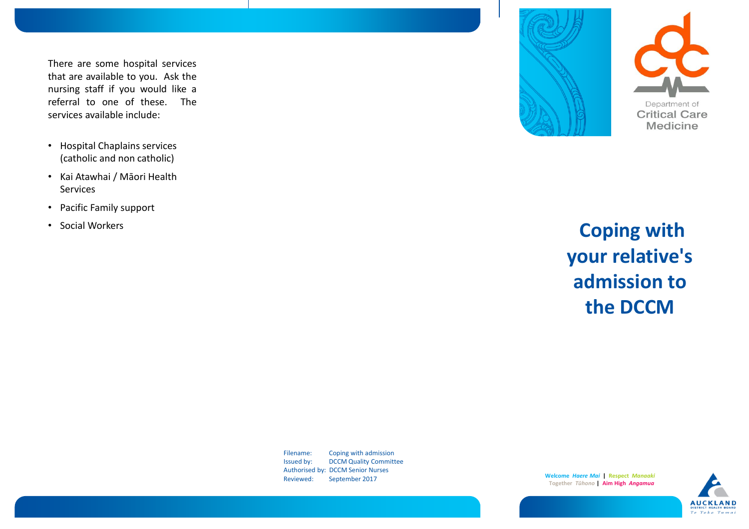There are some hospital services that are available to you. Ask the nursing staff if you would like a referral to one of these. The services available include:

- Hospital Chaplains services (catholic and non catholic)
- Kai Atawhai / Māori Health Services
- Pacific Family support
- Social Workers

Filename: Coping with admission
Issued by: DCCM Quality Committee
Authorised by: DCCM Senior Nurses
Reviewed: September 2017

Department of Critical Care Medicine

# Coping with your relative's admission to the DCCM

**Welcome** ***Haere Mai*** | **Respect** ***Manaaki***
**Together** ***Tūhono*** | **Aim High** ***Angamua***

AUCKLAND DISTRICT HEALTH BOARD
Te Toka Tumai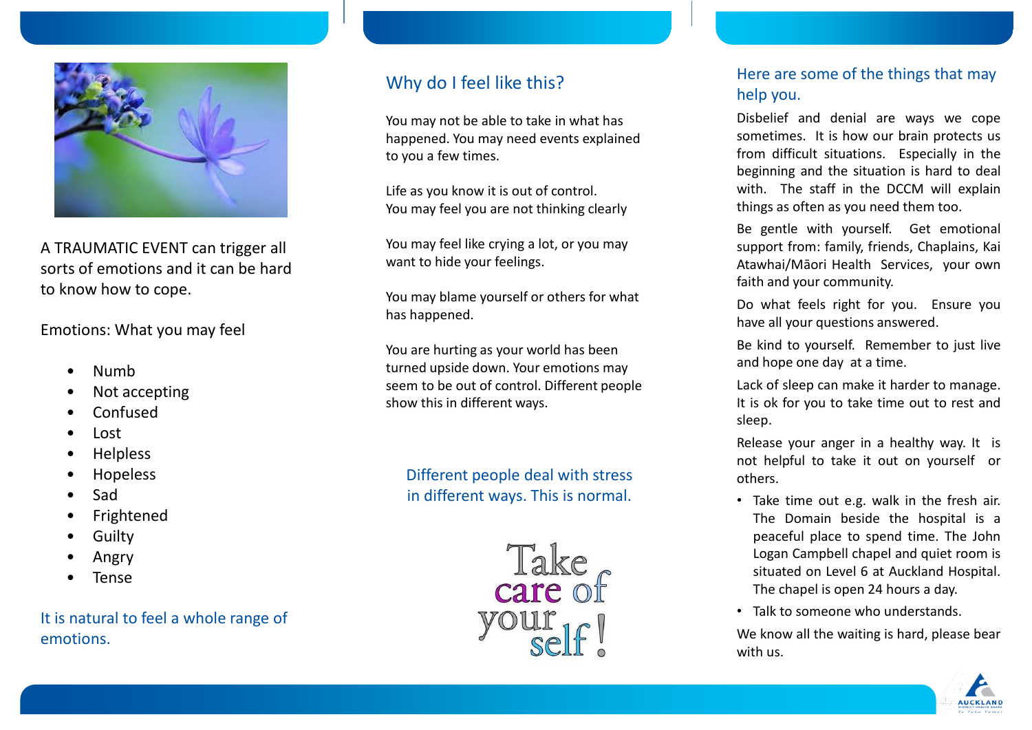A TRAUMATIC EVENT can trigger all sorts of emotions and it can be hard to know how to cope.

Emotions: What you may feel

- Numb
- Not accepting
- Confused
- Lost
- Helpless
- Hopeless
- Sad
- Frightened
- Guilty
- Angry
- Tense

It is natural to feel a whole range of emotions.

## Why do I feel like this?

You may not be able to take in what has happened. You may need events explained to you a few times.

Life as you know it is out of control.
You may feel you are not thinking clearly

You may feel like crying a lot, or you may want to hide your feelings.

You may blame yourself or others for what has happened.

You are hurting as your world has been turned upside down. Your emotions may seem to be out of control. Different people show this in different ways.

Different people deal with stress in different ways. This is normal.

Take care of yourself!

## Here are some of the things that may help you.

Disbelief and denial are ways we cope sometimes. It is how our brain protects us from difficult situations. Especially in the beginning and the situation is hard to deal with. The staff in the DCCM will explain things as often as you need them too.

Be gentle with yourself. Get emotional support from: family, friends, Chaplains, Kai Atawhai/Māori Health Services, your own faith and your community.

Do what feels right for you. Ensure you have all your questions answered.

Be kind to yourself. Remember to just live and hope one day at a time.

Lack of sleep can make it harder to manage. It is ok for you to take time out to rest and sleep.

Release your anger in a healthy way. It is not helpful to take it out on yourself or others.

- Take time out e.g. walk in the fresh air. The Domain beside the hospital is a peaceful place to spend time. The John Logan Campbell chapel and quiet room is situated on Level 6 at Auckland Hospital. The chapel is open 24 hours a day.
- Talk to someone who understands.

We know all the waiting is hard, please bear with us.

AUCKLAND DISTRICT HEALTH BOARD Te Toka Tumai